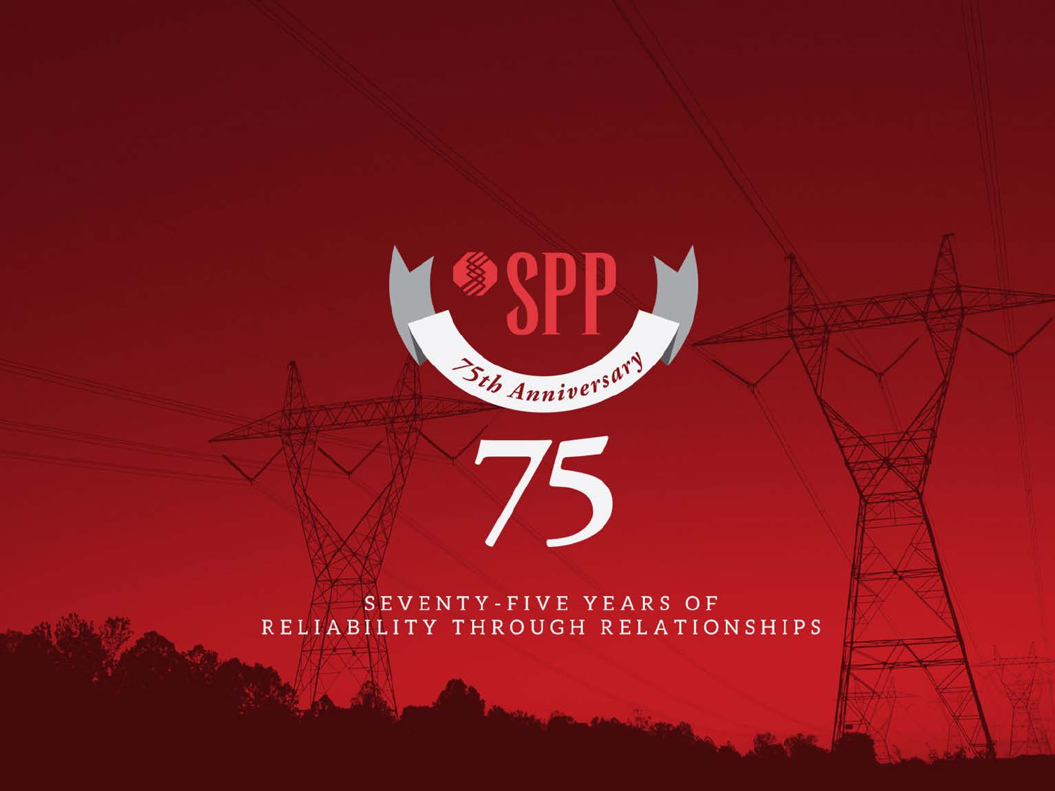# SPP

*75th Anniversary*

# 75

SEVENTY-FIVE YEARS OF
RELIABILITY THROUGH RELATIONSHIPS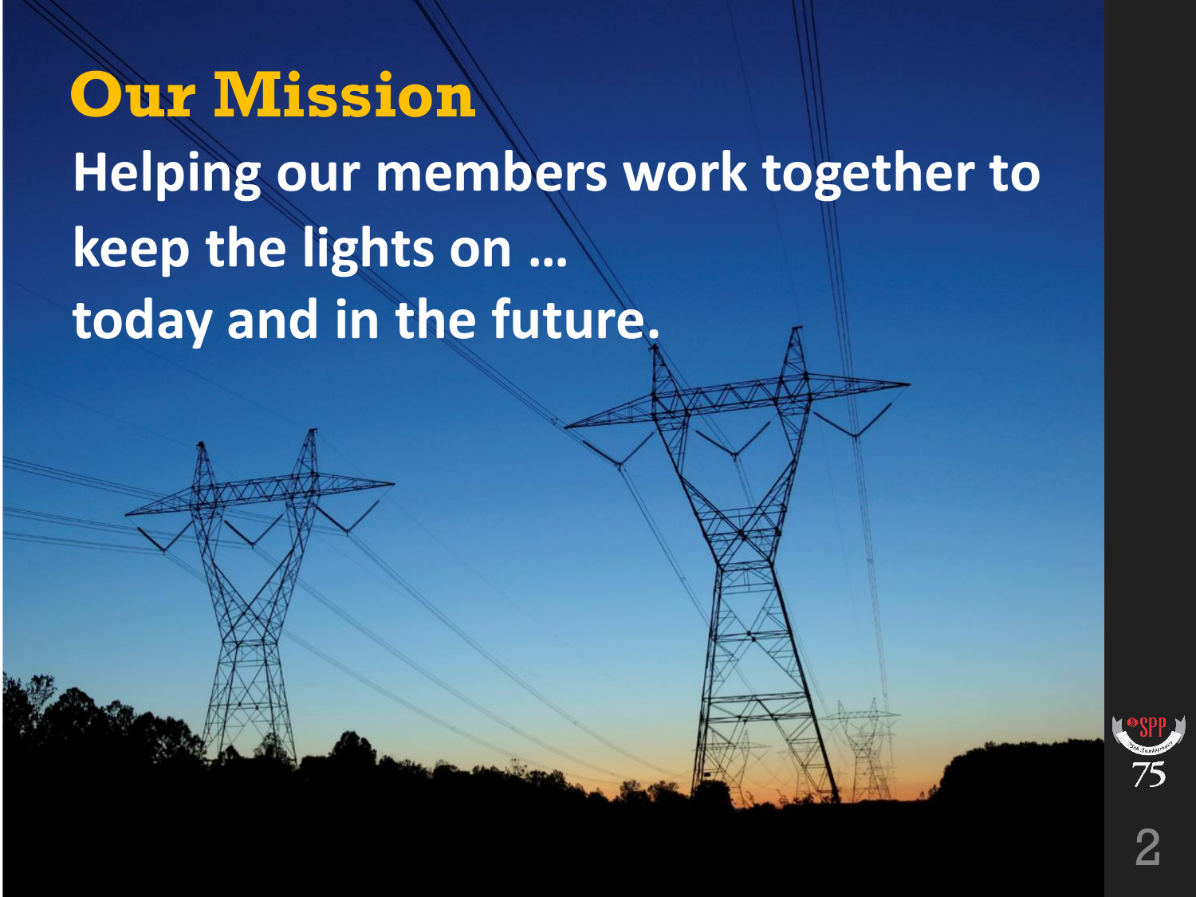# Our Mission

**Helping our members work together to keep the lights on … today and in the future.**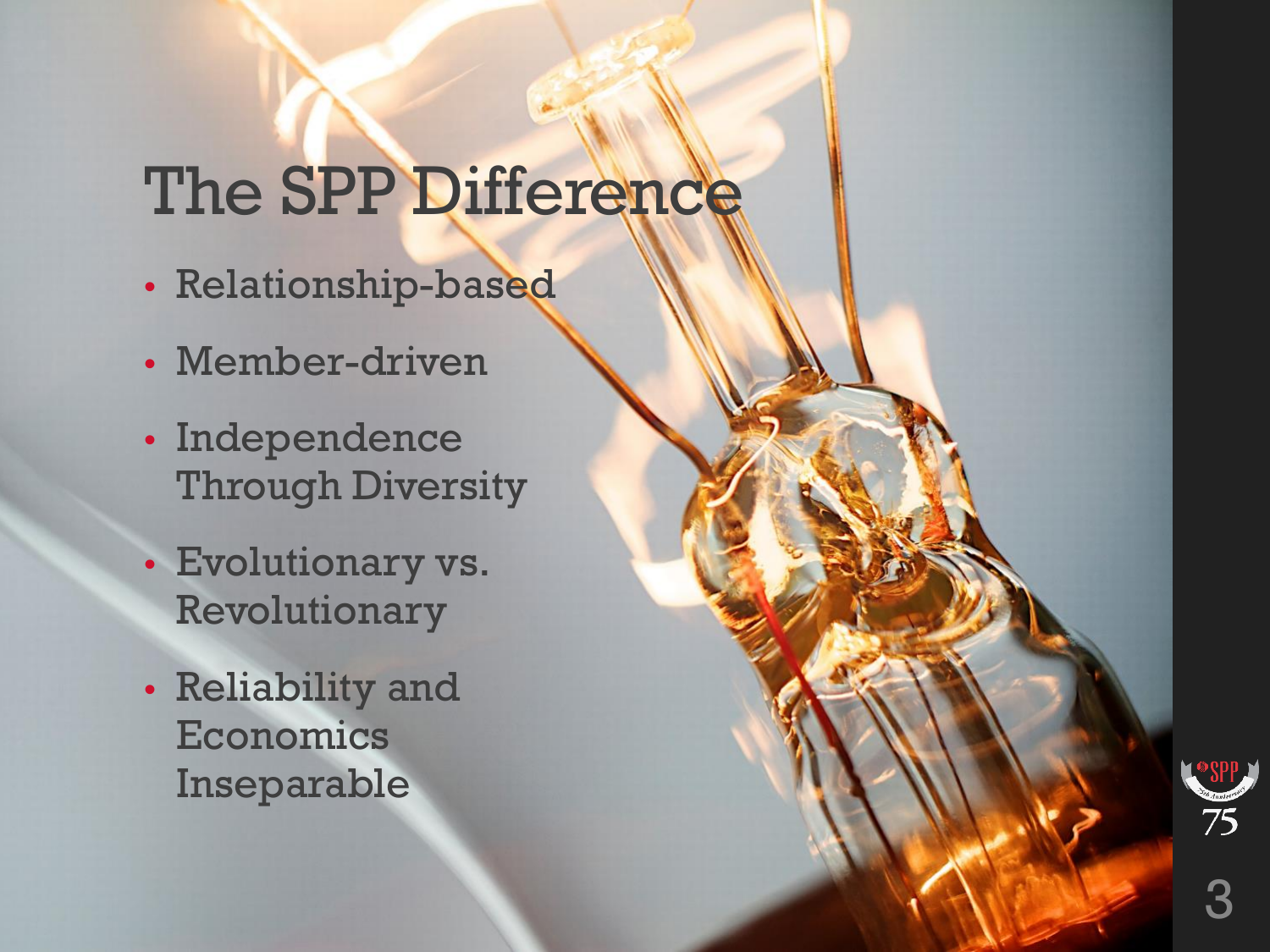# The SPP Difference

- Relationship-based
- Member-driven
- Independence Through Diversity
- Evolutionary vs. Revolutionary
- Reliability and Economics Inseparable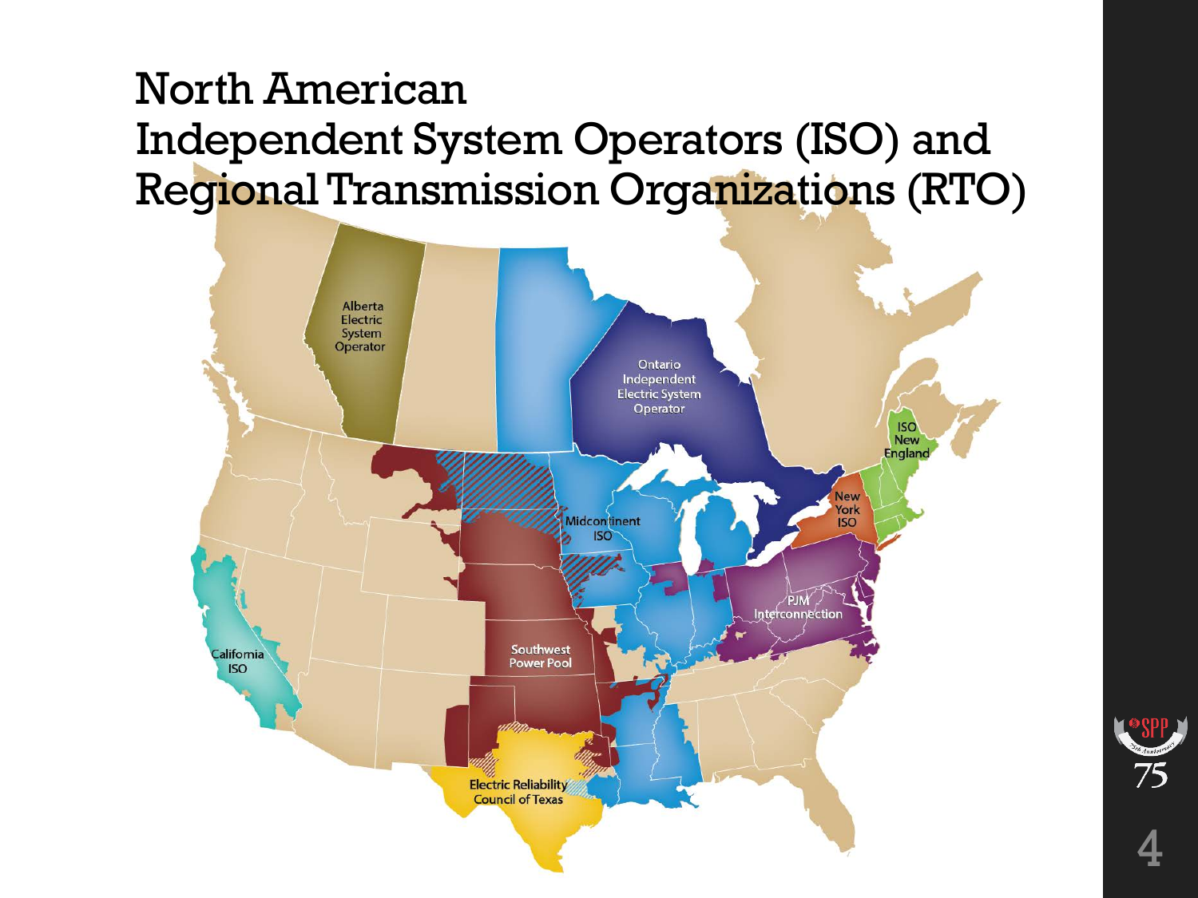# North American Independent System Operators (ISO) and Regional Transmission Organizations (RTO)

Alberta Electric System Operator

Ontario Independent Electric System Operator

ISO New England

New York ISO

Midcontinent ISO

PJM Interconnection

California ISO

Southwest Power Pool

Electric Reliability Council of Texas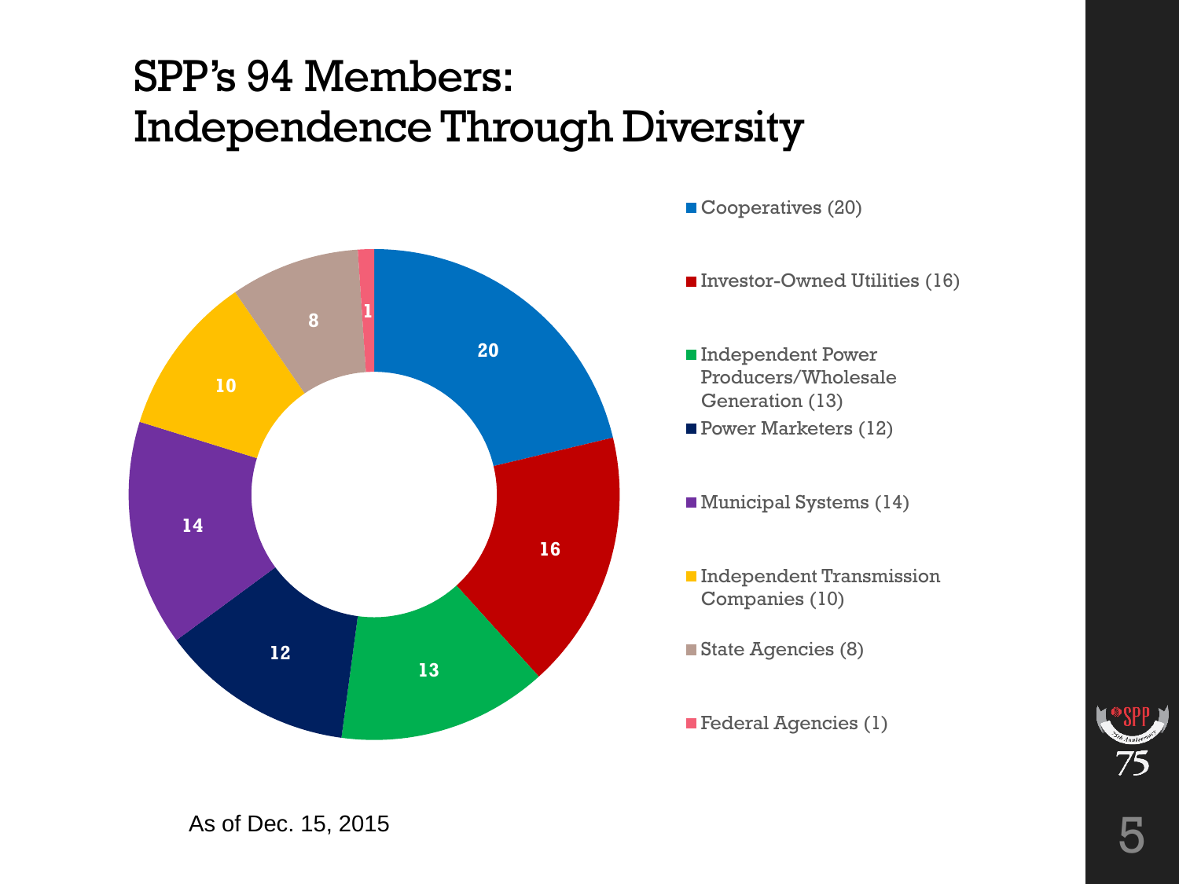# SPP's 94 Members: Independence Through Diversity

- Cooperatives (20)
- Investor-Owned Utilities (16)
- Independent Power Producers/Wholesale Generation (13)
- Power Marketers (12)
- Municipal Systems (14)
- Independent Transmission Companies (10)
- State Agencies (8)
- Federal Agencies (1)

As of Dec. 15, 2015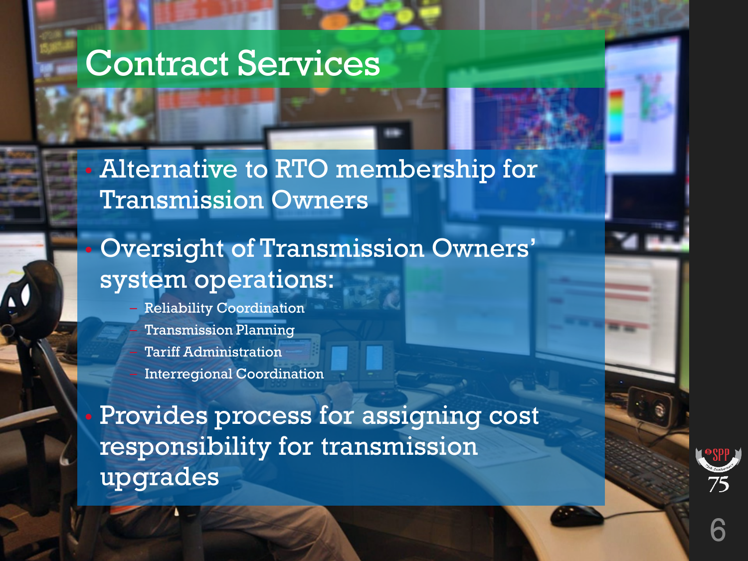# Contract Services

- Alternative to RTO membership for Transmission Owners
- Oversight of Transmission Owners' system operations:
  - Reliability Coordination
  - Transmission Planning
  - Tariff Administration
  - Interregional Coordination
- Provides process for assigning cost responsibility for transmission upgrades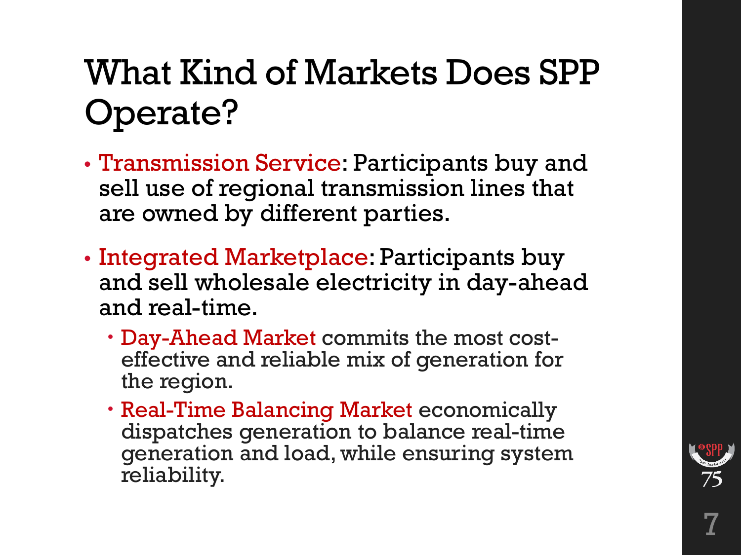# What Kind of Markets Does SPP Operate?

- Transmission Service: Participants buy and sell use of regional transmission lines that are owned by different parties.
- Integrated Marketplace: Participants buy and sell wholesale electricity in day-ahead and real-time.
  - Day-Ahead Market commits the most cost-effective and reliable mix of generation for the region.
  - Real-Time Balancing Market economically dispatches generation to balance real-time generation and load, while ensuring system reliability.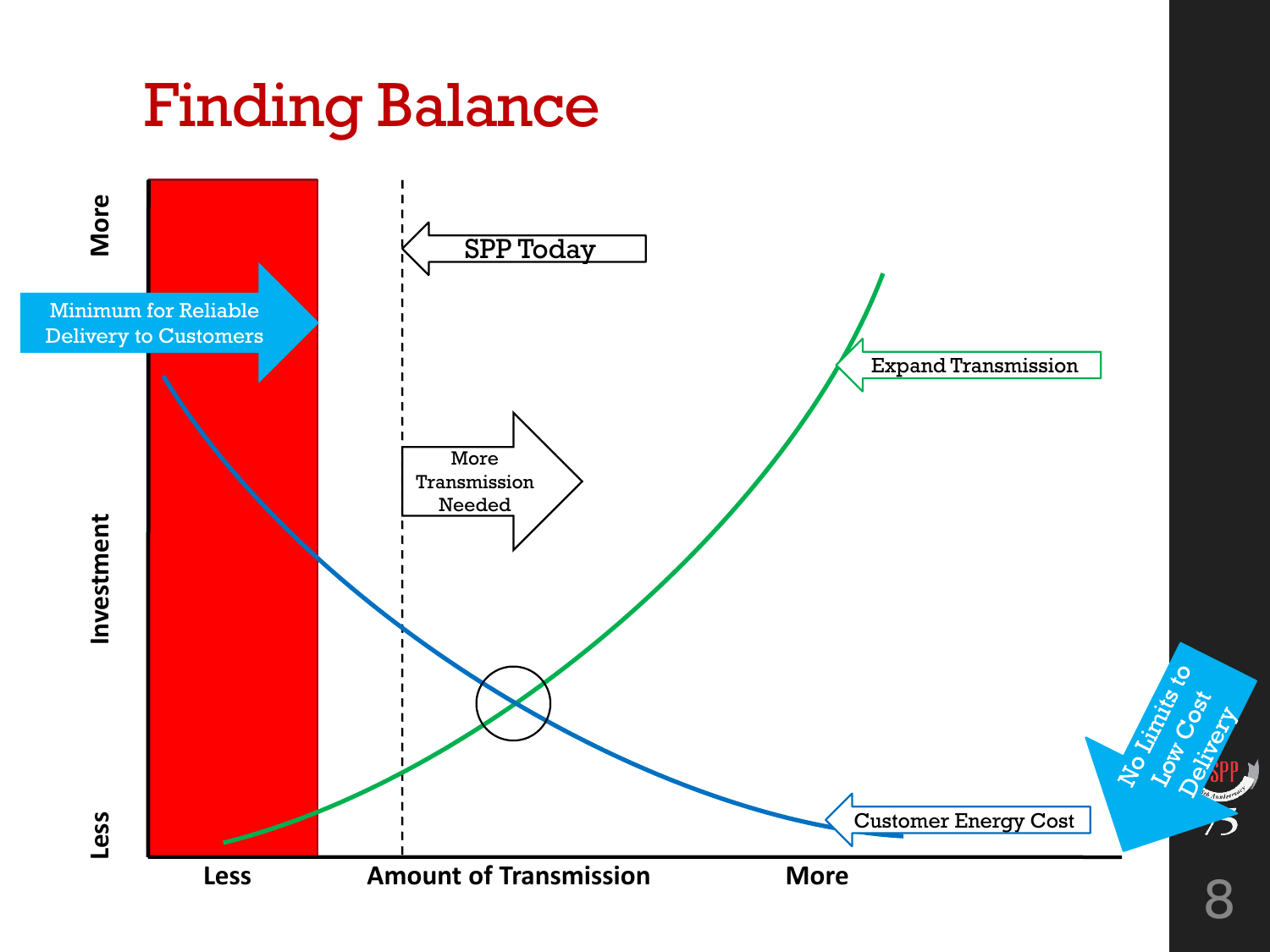# Finding Balance

More

Investment

Less

Minimum for Reliable Delivery to Customers

SPP Today

More Transmission Needed

Expand Transmission

Customer Energy Cost

No Limits to Low Cost Delivery

Less

Amount of Transmission

More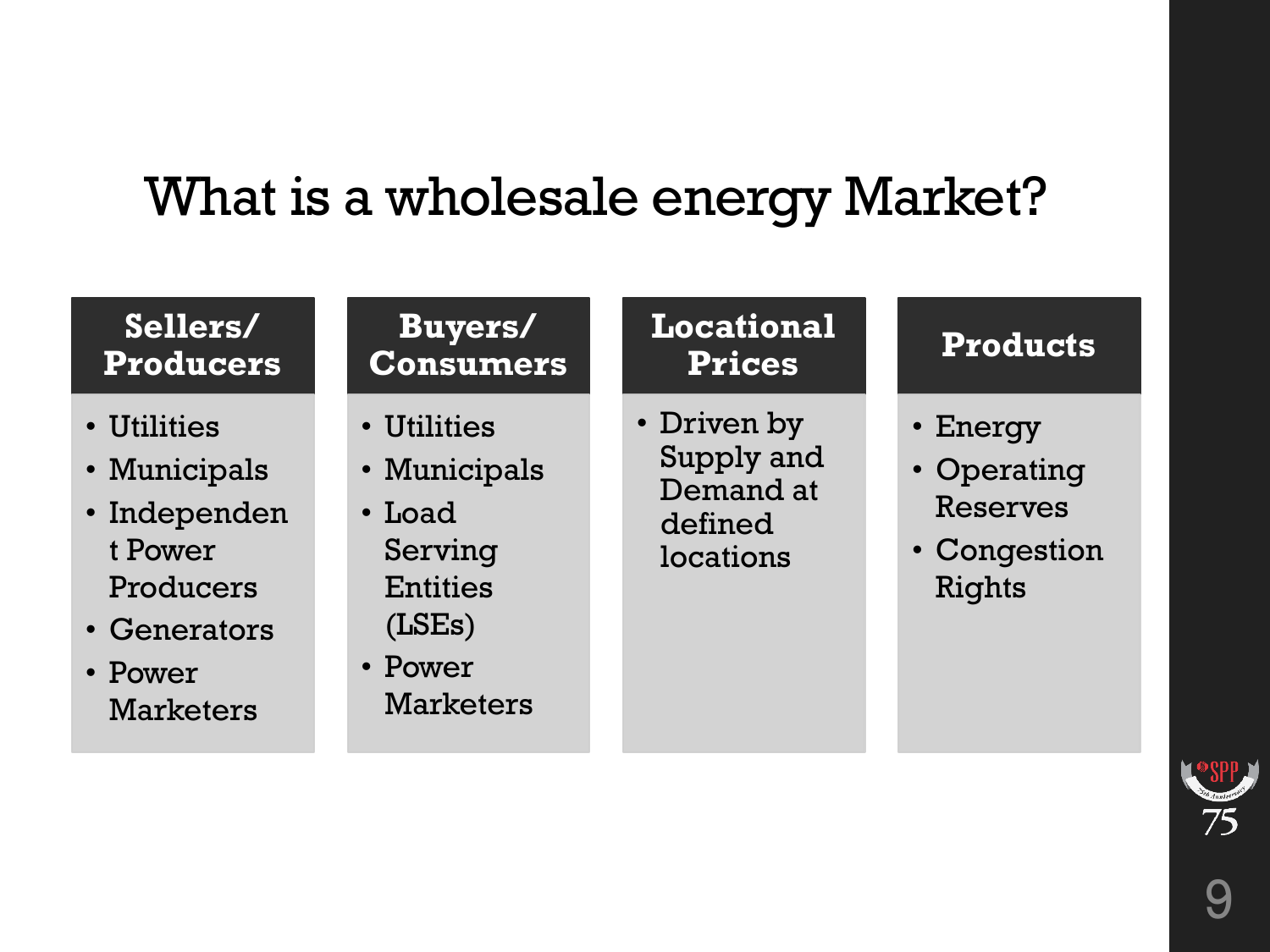# What is a wholesale energy Market?

## Sellers/ Producers

- Utilities
- Municipals
- Independent Power Producers
- Generators
- Power Marketers

## Buyers/ Consumers

- Utilities
- Municipals
- Load Serving Entities (LSEs)
- Power Marketers

## Locational Prices

- Driven by Supply and Demand at defined locations

## Products

- Energy
- Operating Reserves
- Congestion Rights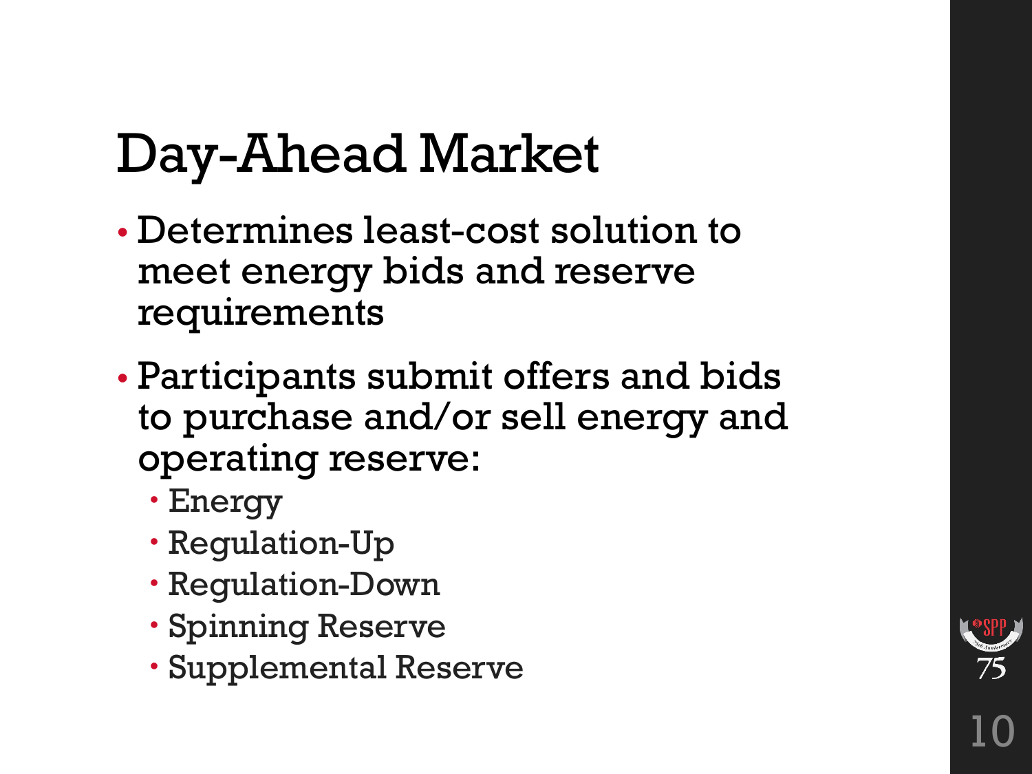# Day-Ahead Market

- Determines least-cost solution to meet energy bids and reserve requirements
- Participants submit offers and bids to purchase and/or sell energy and operating reserve:
  - Energy
  - Regulation-Up
  - Regulation-Down
  - Spinning Reserve
  - Supplemental Reserve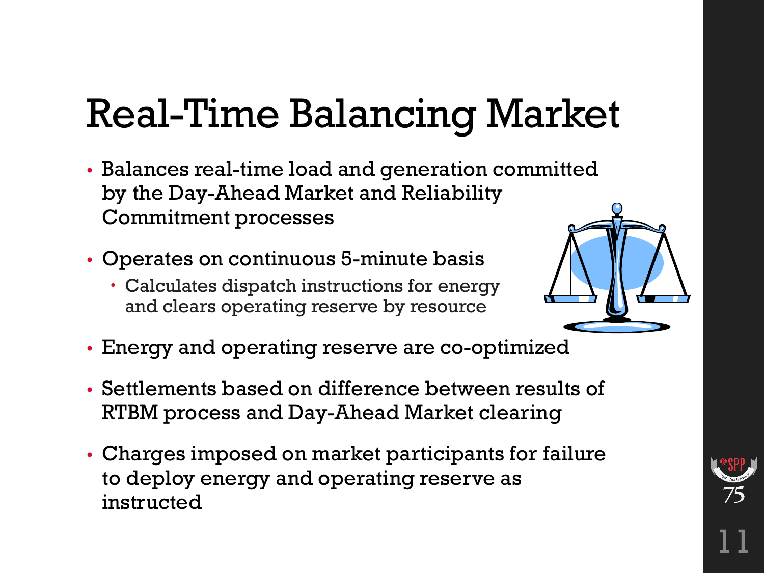# Real-Time Balancing Market

- Balances real-time load and generation committed by the Day-Ahead Market and Reliability Commitment processes
- Operates on continuous 5-minute basis
  - Calculates dispatch instructions for energy and clears operating reserve by resource
- Energy and operating reserve are co-optimized
- Settlements based on difference between results of RTBM process and Day-Ahead Market clearing
- Charges imposed on market participants for failure to deploy energy and operating reserve as instructed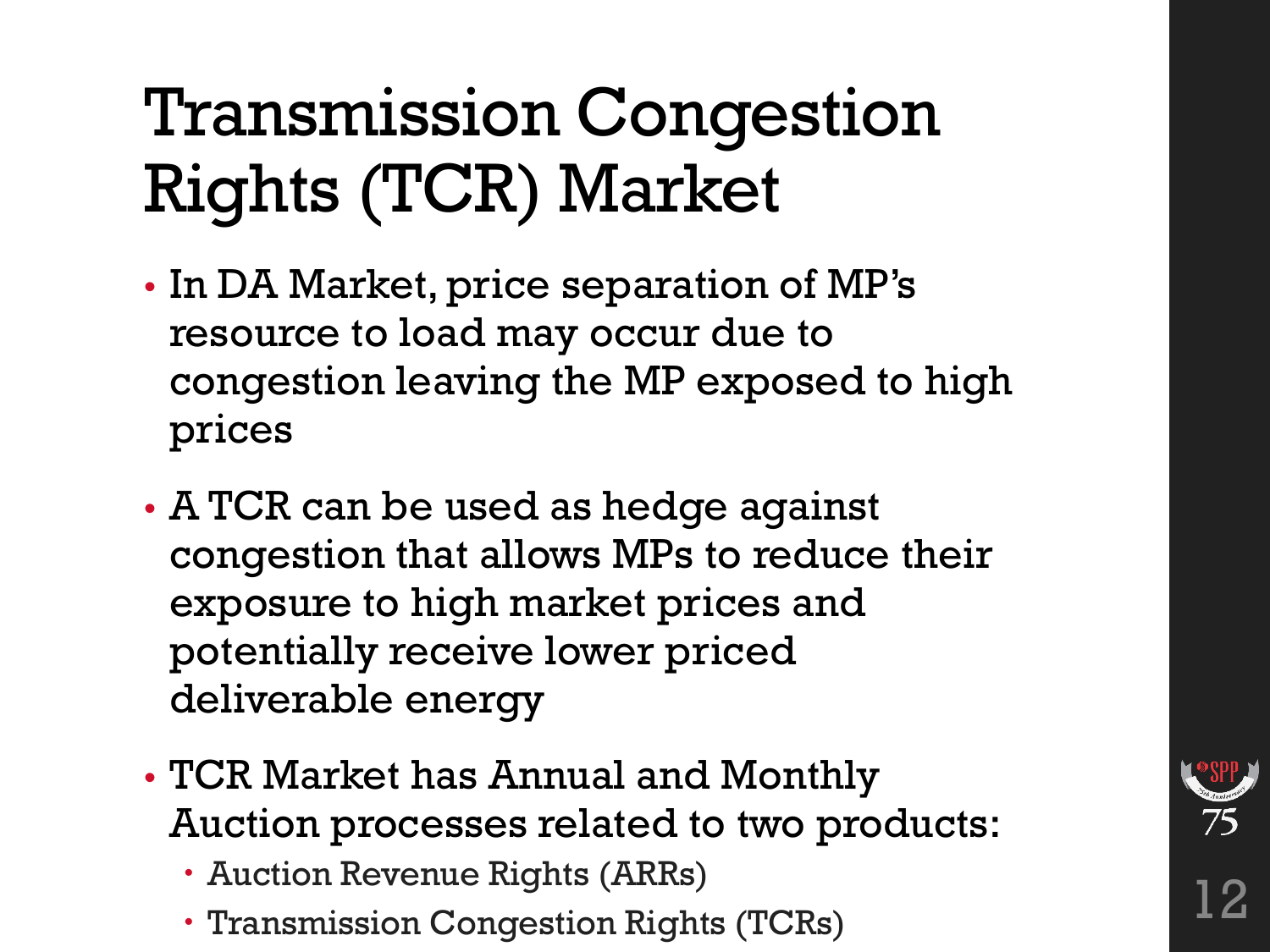# Transmission Congestion Rights (TCR) Market

- In DA Market, price separation of MP's resource to load may occur due to congestion leaving the MP exposed to high prices
- A TCR can be used as hedge against congestion that allows MPs to reduce their exposure to high market prices and potentially receive lower priced deliverable energy
- TCR Market has Annual and Monthly Auction processes related to two products:
  - Auction Revenue Rights (ARRs)
  - Transmission Congestion Rights (TCRs)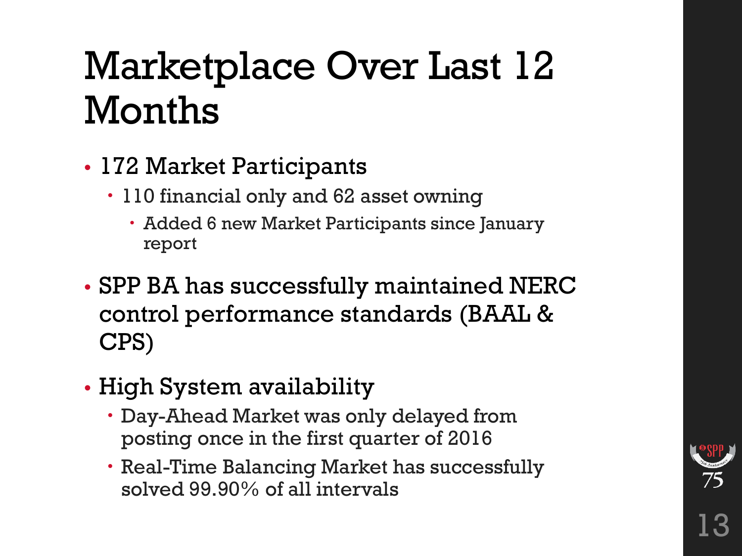# Marketplace Over Last 12 Months

- 172 Market Participants
  - 110 financial only and 62 asset owning
    - Added 6 new Market Participants since January report
- SPP BA has successfully maintained NERC control performance standards (BAAL & CPS)
- High System availability
  - Day-Ahead Market was only delayed from posting once in the first quarter of 2016
  - Real-Time Balancing Market has successfully solved 99.90% of all intervals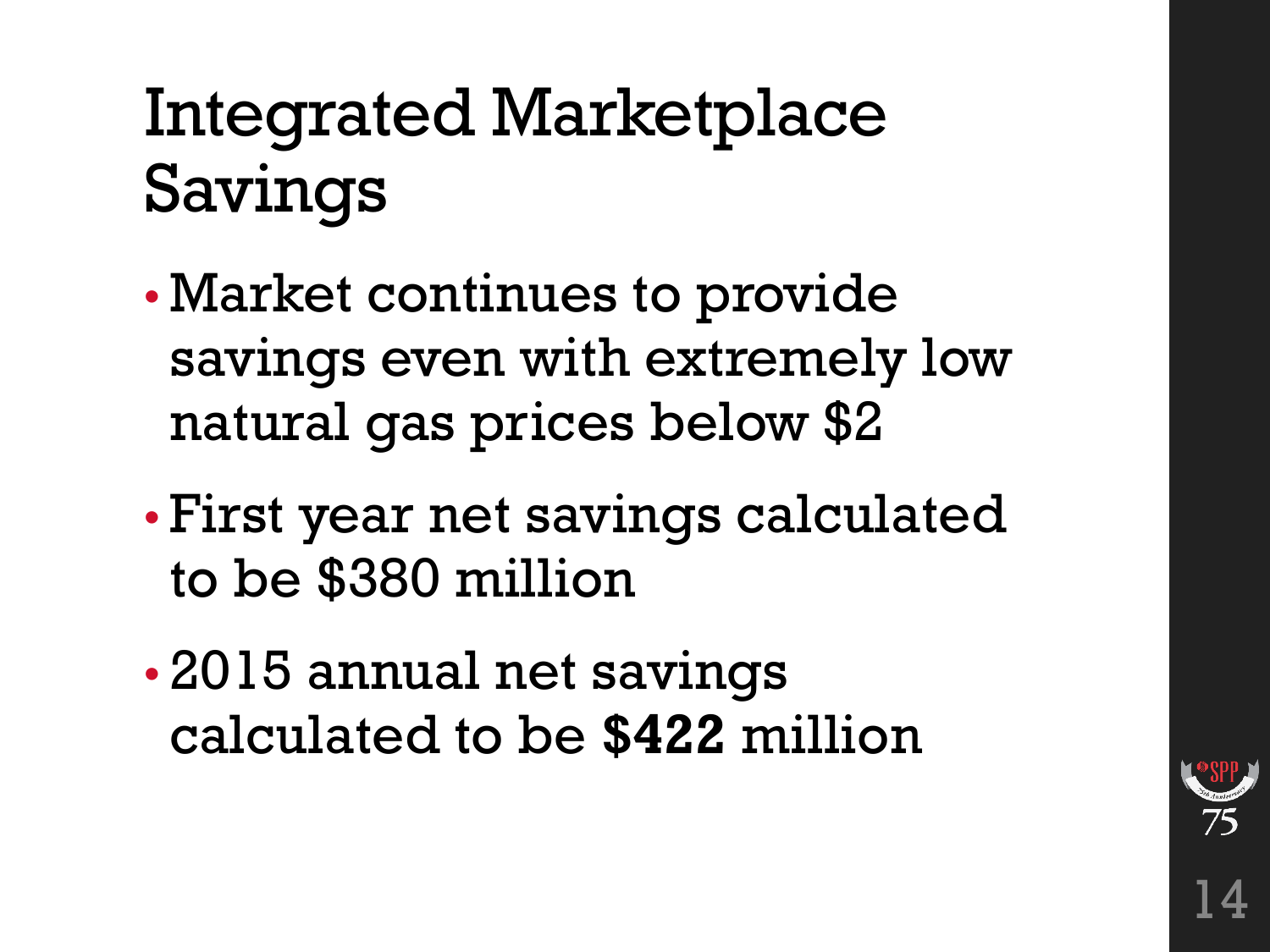# Integrated Marketplace Savings

- Market continues to provide savings even with extremely low natural gas prices below $2
- First year net savings calculated to be $380 million
- 2015 annual net savings calculated to be **$422** million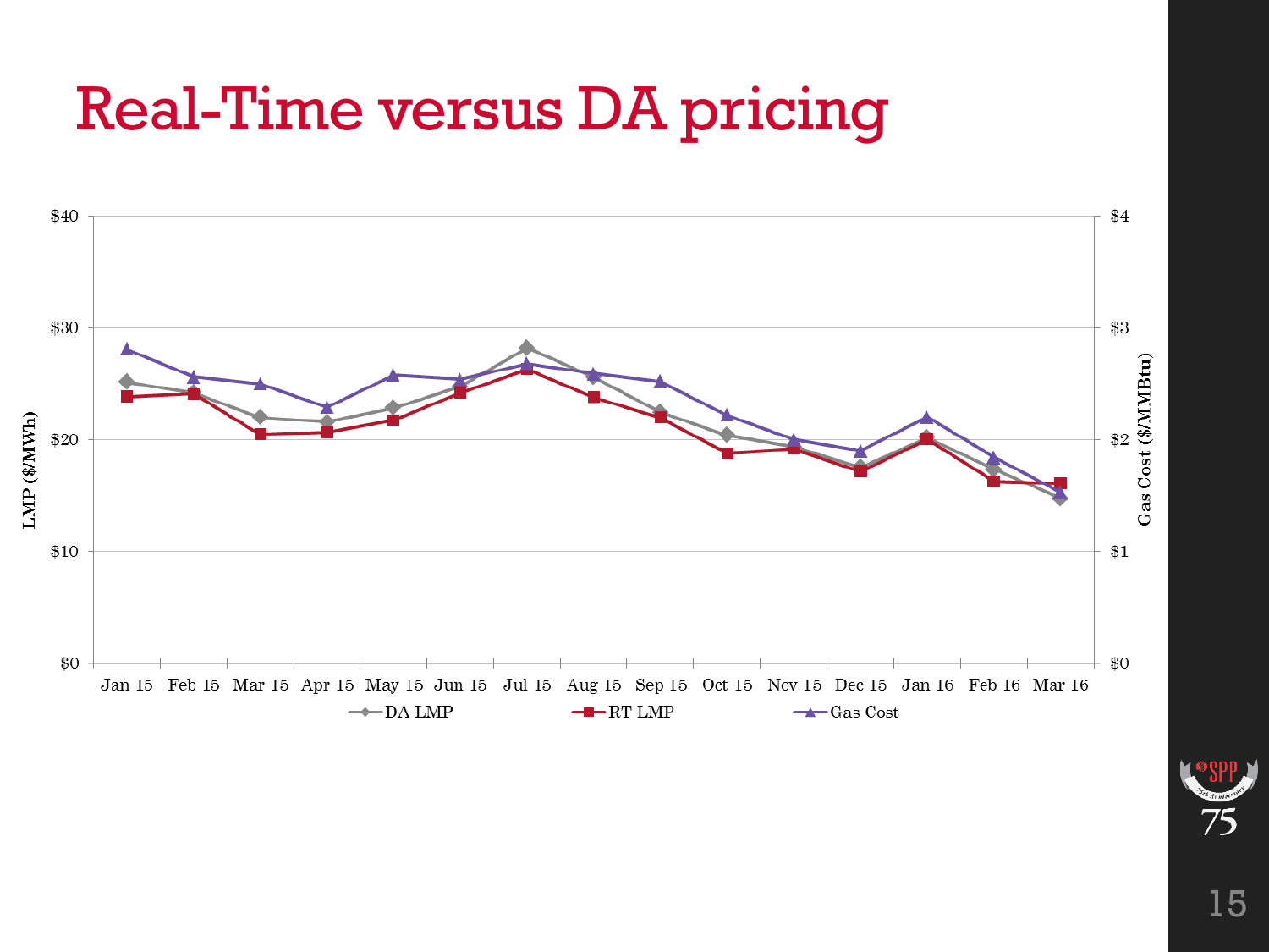# Real-Time versus DA pricing

LMP ($/MWh)

$40
$30
$20
$10
$0

Gas Cost ($/MMBtu)

$4
$3
$2
$1
$0

Jan 15 Feb 15 Mar 15 Apr 15 May 15 Jun 15 Jul 15 Aug 15 Sep 15 Oct 15 Nov 15 Dec 15 Jan 16 Feb 16 Mar 16

DA LMP RT LMP Gas Cost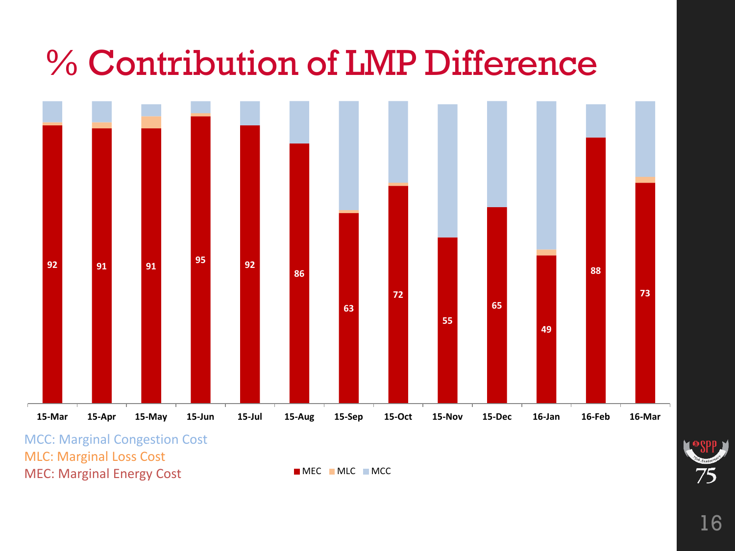# % Contribution of LMP Difference

| Month | MEC |
|---|---|
| 15-Mar | 92 |
| 15-Apr | 91 |
| 15-May | 91 |
| 15-Jun | 95 |
| 15-Jul | 92 |
| 15-Aug | 86 |
| 15-Sep | 63 |
| 15-Oct | 72 |
| 15-Nov | 55 |
| 15-Dec | 65 |
| 16-Jan | 49 |
| 16-Feb | 88 |
| 16-Mar | 73 |

■ MEC ■ MLC ■ MCC

MCC: Marginal Congestion Cost
MLC: Marginal Loss Cost
MEC: Marginal Energy Cost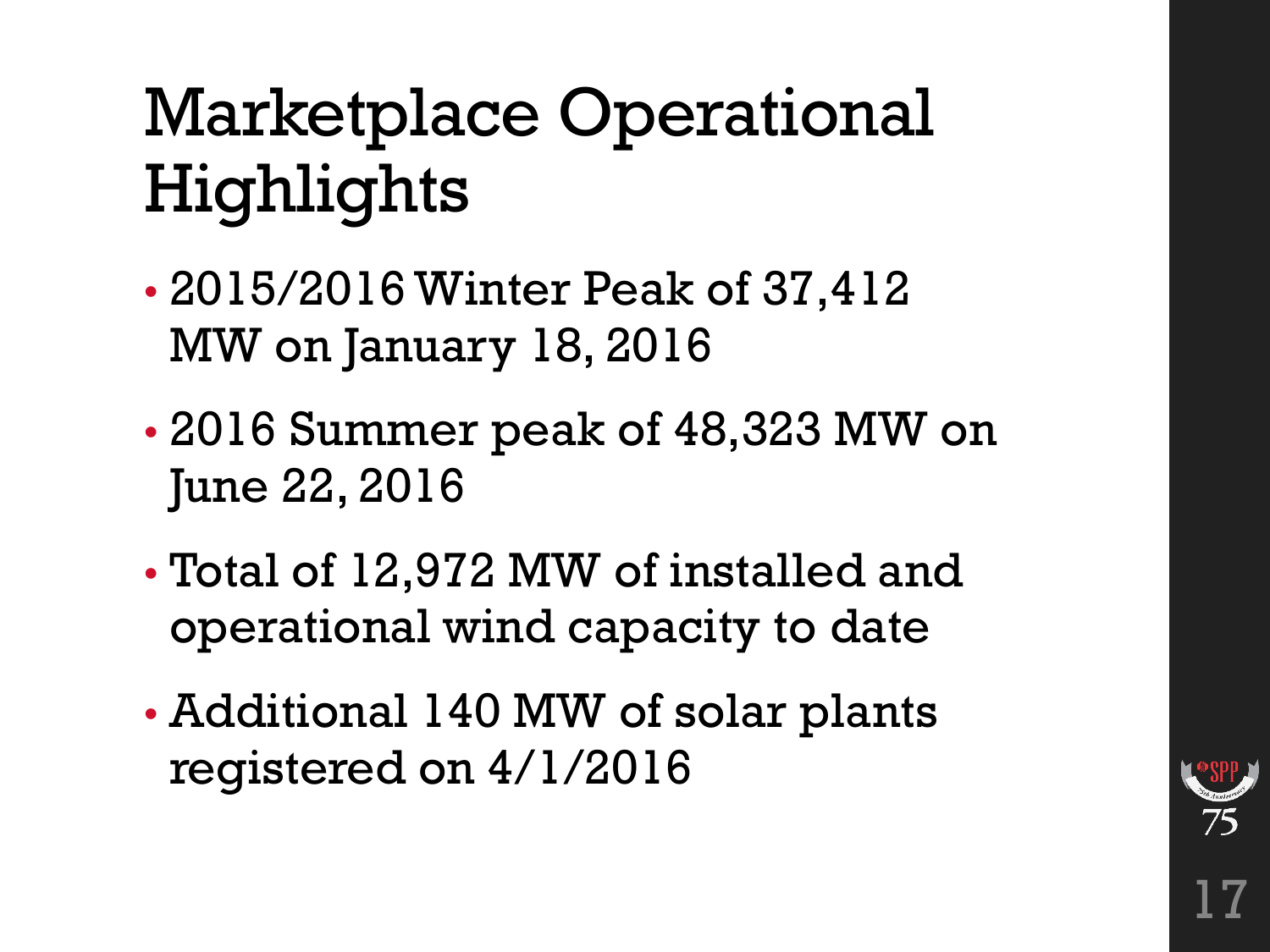# Marketplace Operational Highlights

- 2015/2016 Winter Peak of 37,412 MW on January 18, 2016
- 2016 Summer peak of 48,323 MW on June 22, 2016
- Total of 12,972 MW of installed and operational wind capacity to date
- Additional 140 MW of solar plants registered on 4/1/2016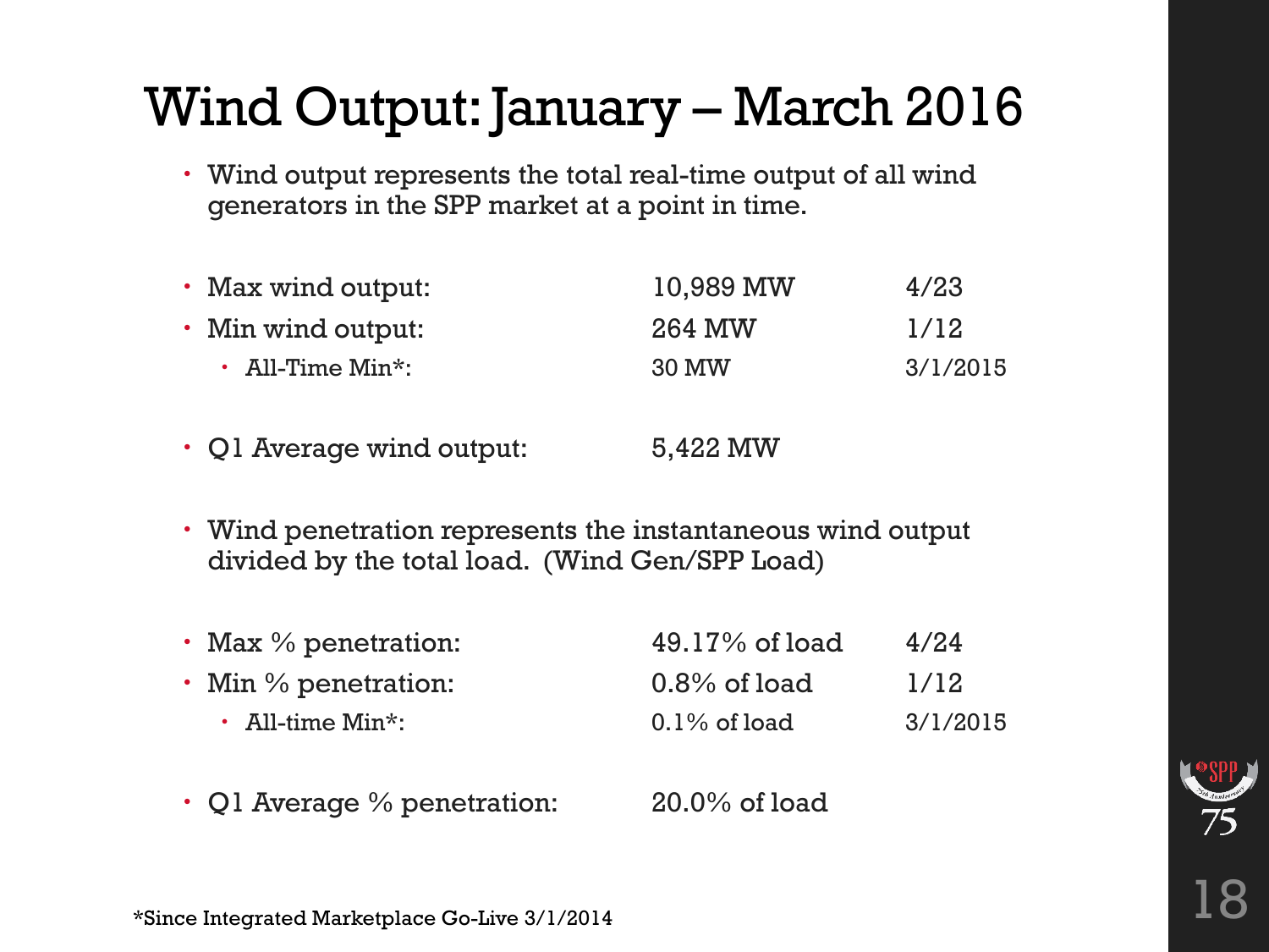# Wind Output: January – March 2016

- Wind output represents the total real-time output of all wind generators in the SPP market at a point in time.

| | | |
|---|---|---|
| • Max wind output: | 10,989 MW | 4/23 |
| • Min wind output: | 264 MW | 1/12 |
|   ◦ All-Time Min*: | 30 MW | 3/1/2015 |
| • Q1 Average wind output: | 5,422 MW | |

- Wind penetration represents the instantaneous wind output divided by the total load. (Wind Gen/SPP Load)

| | | |
|---|---|---|
| • Max % penetration: | 49.17% of load | 4/24 |
| • Min % penetration: | 0.8% of load | 1/12 |
|   ◦ All-time Min*: | 0.1% of load | 3/1/2015 |
| • Q1 Average % penetration: | 20.0% of load | |

*Since Integrated Marketplace Go-Live 3/1/2014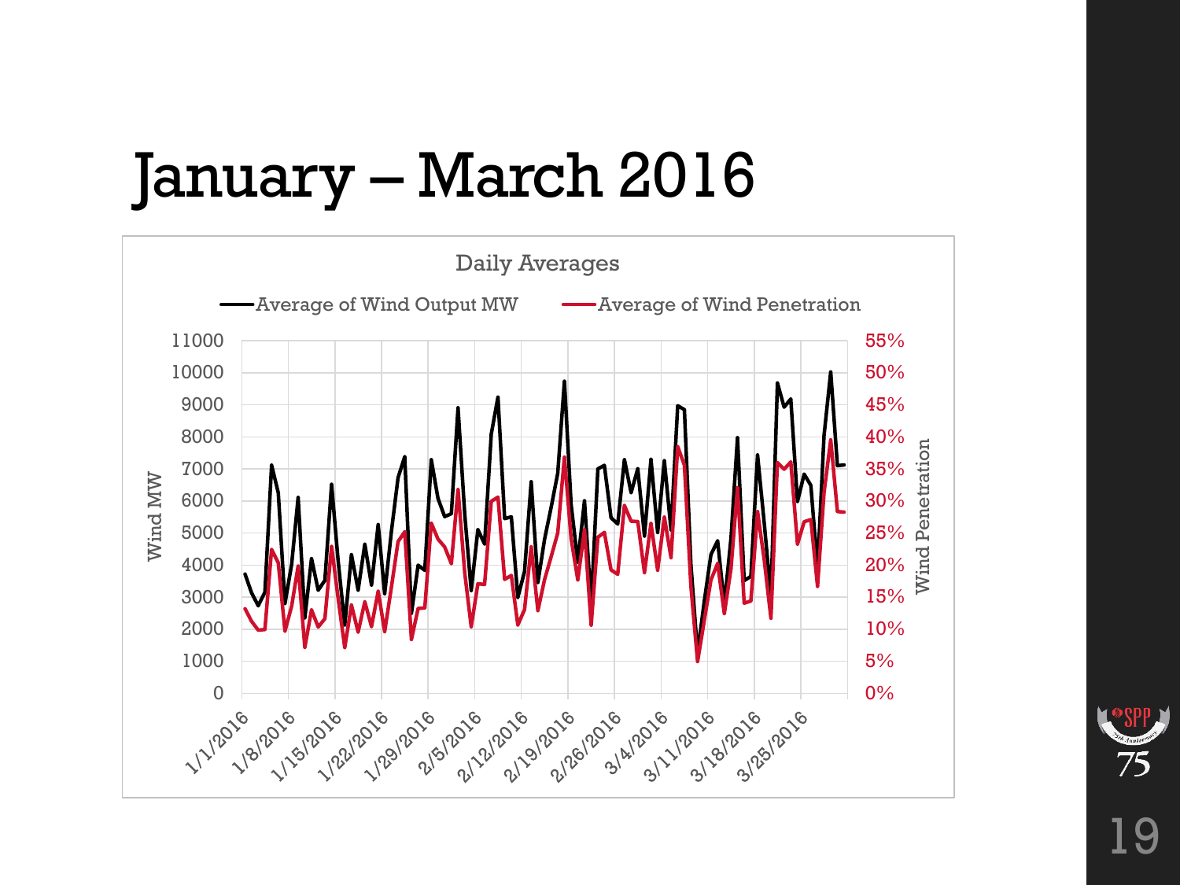# January – March 2016

Daily Averages

— Average of Wind Output MW — Average of Wind Penetration

Wind MW: 0, 1000, 2000, 3000, 4000, 5000, 6000, 7000, 8000, 9000, 10000, 11000

Wind Penetration: 0%, 5%, 10%, 15%, 20%, 25%, 30%, 35%, 40%, 45%, 50%, 55%

1/1/2016, 1/8/2016, 1/15/2016, 1/22/2016, 1/29/2016, 2/5/2016, 2/12/2016, 2/19/2016, 2/26/2016, 3/4/2016, 3/11/2016, 3/18/2016, 3/25/2016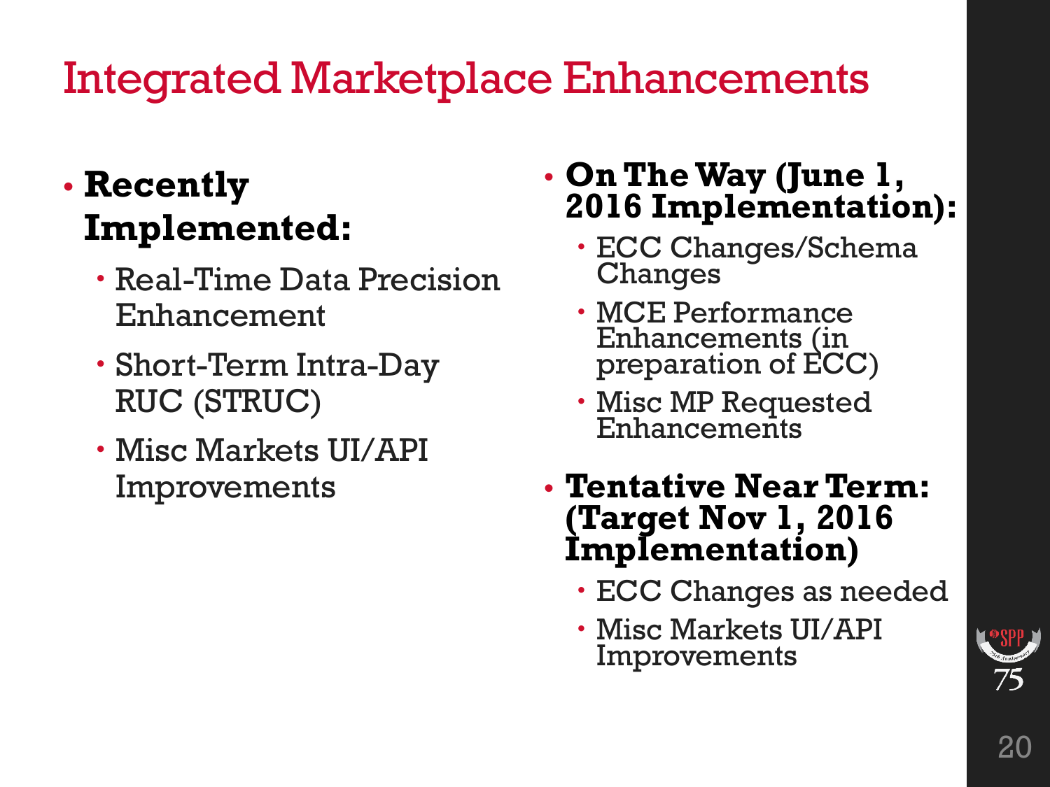# Integrated Marketplace Enhancements

- **Recently Implemented:**
  - Real-Time Data Precision Enhancement
  - Short-Term Intra-Day RUC (STRUC)
  - Misc Markets UI/API Improvements

- **On The Way (June 1, 2016 Implementation):**
  - ECC Changes/Schema Changes
  - MCE Performance Enhancements (in preparation of ECC)
  - Misc MP Requested Enhancements

- **Tentative Near Term: (Target Nov 1, 2016 Implementation)**
  - ECC Changes as needed
  - Misc Markets UI/API Improvements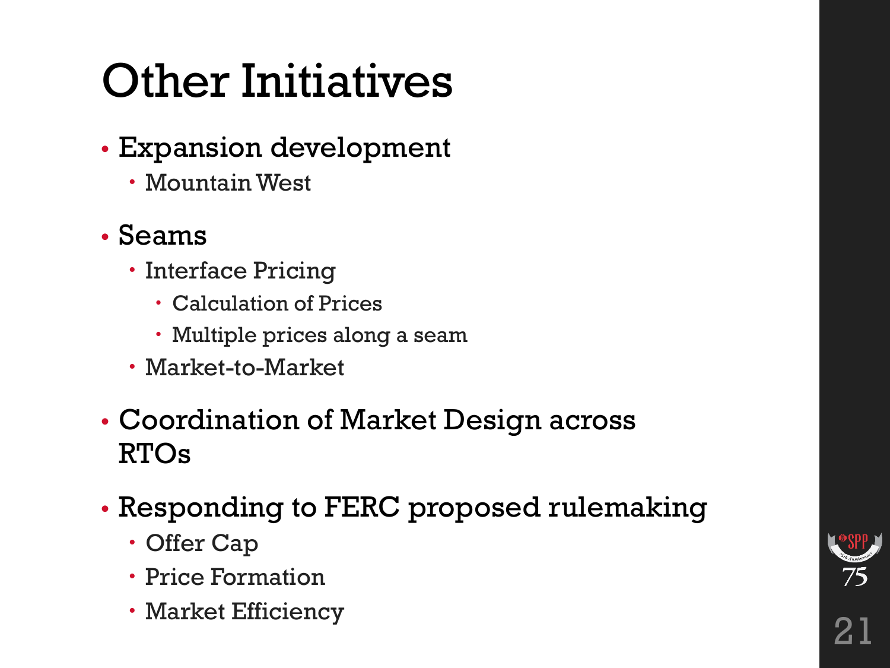# Other Initiatives

- Expansion development
  - Mountain West
- Seams
  - Interface Pricing
    - Calculation of Prices
    - Multiple prices along a seam
  - Market-to-Market
- Coordination of Market Design across RTOs
- Responding to FERC proposed rulemaking
  - Offer Cap
  - Price Formation
  - Market Efficiency